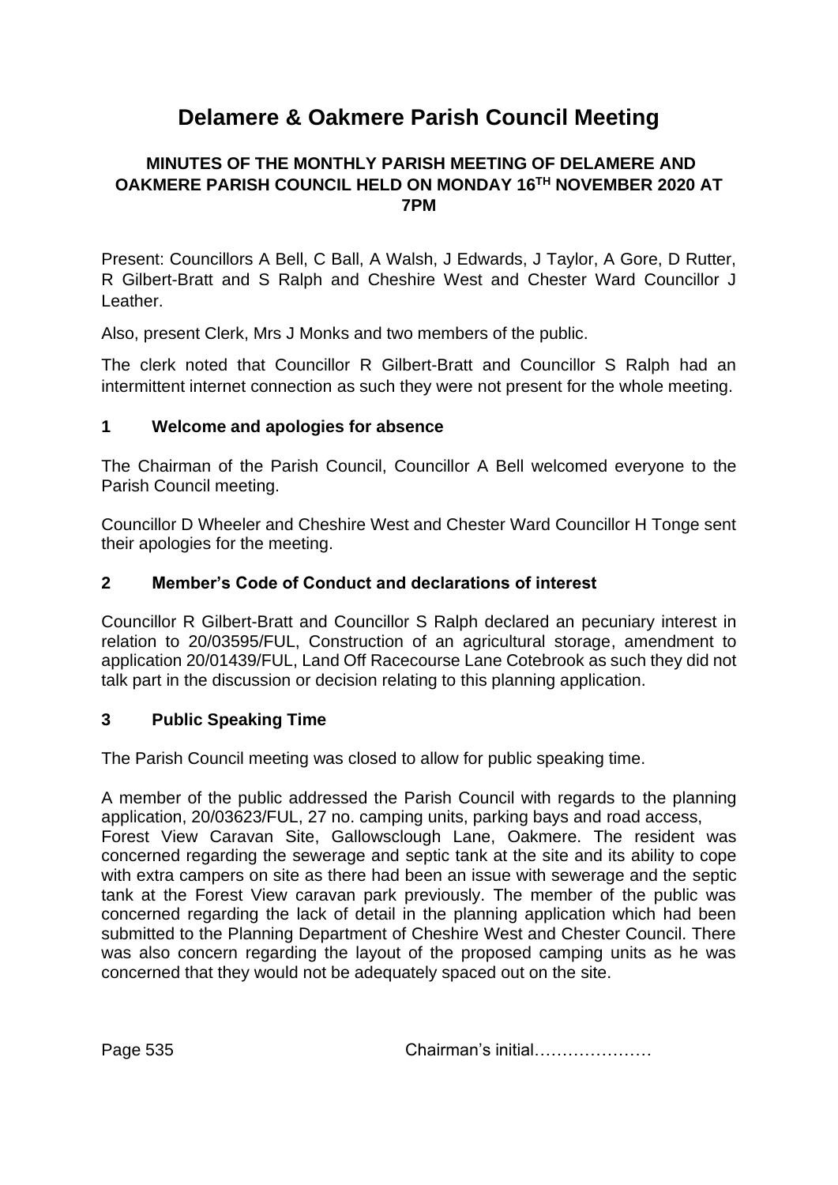# Delamere & Oakmere Parish Council Meeting

## MINUTES OF THE MONTHLY PARISH MEETING OF DELAMERE AND OAKMERE PARISH COUNCIL HELD ON MONDAY 16TH NOVEMBER 2020 AT 7PM

Present: Councillors A Bell, C Ball, A Walsh, J Edwards, J Taylor, A Gore, D Rutter, R Gilbert-Bratt and S Ralph and Cheshire West and Chester Ward Councillor J Leather.

Also, present Clerk, Mrs J Monks and two members of the public.

The clerk noted that Councillor R Gilbert-Bratt and Councillor S Ralph had an intermittent internet connection as such they were not present for the whole meeting.

### 1 Welcome and apologies for absence

The Chairman of the Parish Council, Councillor A Bell welcomed everyone to the Parish Council meeting.

Councillor D Wheeler and Cheshire West and Chester Ward Councillor H Tonge sent their apologies for the meeting.

### 2 Member's Code of Conduct and declarations of interest

Councillor R Gilbert-Bratt and Councillor S Ralph declared an pecuniary interest in relation to 20/03595/FUL, Construction of an agricultural storage, amendment to application 20/01439/FUL, Land Off Racecourse Lane Cotebrook as such they did not talk part in the discussion or decision relating to this planning application.

### 3 Public Speaking Time

The Parish Council meeting was closed to allow for public speaking time.

A member of the public addressed the Parish Council with regards to the planning application, 20/03623/FUL, 27 no. camping units, parking bays and road access, Forest View Caravan Site, Gallowsclough Lane, Oakmere. The resident was concerned regarding the sewerage and septic tank at the site and its ability to cope with extra campers on site as there had been an issue with sewerage and the septic tank at the Forest View caravan park previously. The member of the public was concerned regarding the lack of detail in the planning application which had been submitted to the Planning Department of Cheshire West and Chester Council. There was also concern regarding the layout of the proposed camping units as he was concerned that they would not be adequately spaced out on the site.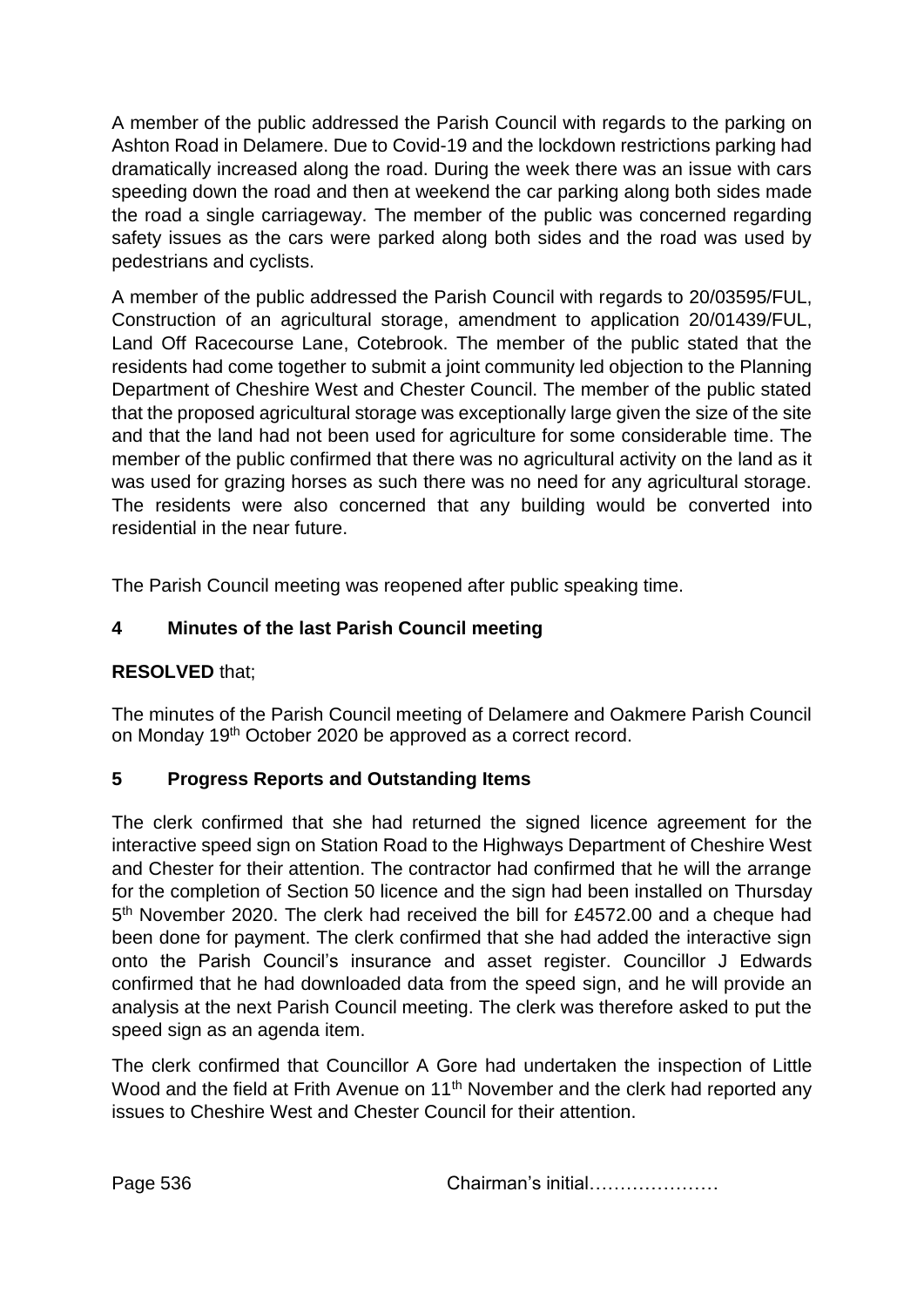A member of the public addressed the Parish Council with regards to the parking on Ashton Road in Delamere. Due to Covid-19 and the lockdown restrictions parking had dramatically increased along the road. During the week there was an issue with cars speeding down the road and then at weekend the car parking along both sides made the road a single carriageway. The member of the public was concerned regarding safety issues as the cars were parked along both sides and the road was used by pedestrians and cyclists.

A member of the public addressed the Parish Council with regards to 20/03595/FUL, Construction of an agricultural storage, amendment to application 20/01439/FUL, Land Off Racecourse Lane, Cotebrook. The member of the public stated that the residents had come together to submit a joint community led objection to the Planning Department of Cheshire West and Chester Council. The member of the public stated that the proposed agricultural storage was exceptionally large given the size of the site and that the land had not been used for agriculture for some considerable time. The member of the public confirmed that there was no agricultural activity on the land as it was used for grazing horses as such there was no need for any agricultural storage. The residents were also concerned that any building would be converted into residential in the near future.

The Parish Council meeting was reopened after public speaking time.

## 4 Minutes of the last Parish Council meeting

**RESOLVED** that;

The minutes of the Parish Council meeting of Delamere and Oakmere Parish Council on Monday 19th October 2020 be approved as a correct record.

## 5 Progress Reports and Outstanding Items

The clerk confirmed that she had returned the signed licence agreement for the interactive speed sign on Station Road to the Highways Department of Cheshire West and Chester for their attention. The contractor had confirmed that he will the arrange for the completion of Section 50 licence and the sign had been installed on Thursday 5th November 2020. The clerk had received the bill for £4572.00 and a cheque had been done for payment. The clerk confirmed that she had added the interactive sign onto the Parish Council's insurance and asset register. Councillor J Edwards confirmed that he had downloaded data from the speed sign, and he will provide an analysis at the next Parish Council meeting. The clerk was therefore asked to put the speed sign as an agenda item.

The clerk confirmed that Councillor A Gore had undertaken the inspection of Little Wood and the field at Frith Avenue on 11th November and the clerk had reported any issues to Cheshire West and Chester Council for their attention.

Chairman's initial…………………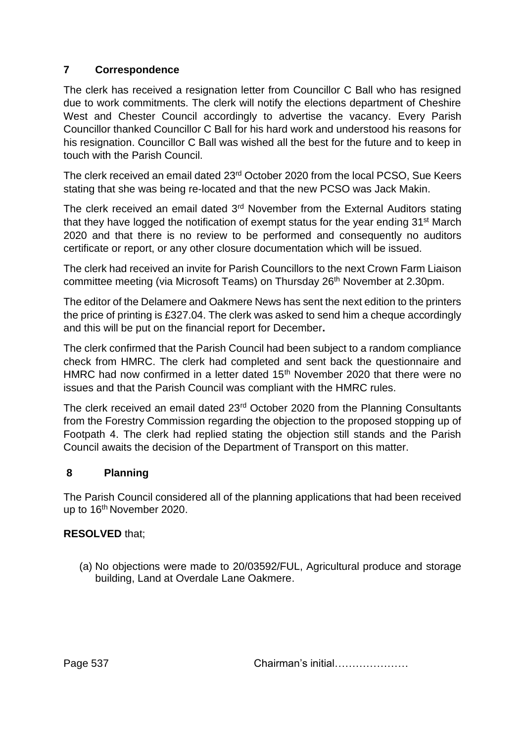## 7 Correspondence

The clerk has received a resignation letter from Councillor C Ball who has resigned due to work commitments. The clerk will notify the elections department of Cheshire West and Chester Council accordingly to advertise the vacancy. Every Parish Councillor thanked Councillor C Ball for his hard work and understood his reasons for his resignation. Councillor C Ball was wished all the best for the future and to keep in touch with the Parish Council.

The clerk received an email dated 23rd October 2020 from the local PCSO, Sue Keers stating that she was being re-located and that the new PCSO was Jack Makin.

The clerk received an email dated 3rd November from the External Auditors stating that they have logged the notification of exempt status for the year ending 31st March 2020 and that there is no review to be performed and consequently no auditors certificate or report, or any other closure documentation which will be issued.

The clerk had received an invite for Parish Councillors to the next Crown Farm Liaison committee meeting (via Microsoft Teams) on Thursday 26th November at 2.30pm.

The editor of the Delamere and Oakmere News has sent the next edition to the printers the price of printing is £327.04. The clerk was asked to send him a cheque accordingly and this will be put on the financial report for December**.**

The clerk confirmed that the Parish Council had been subject to a random compliance check from HMRC. The clerk had completed and sent back the questionnaire and HMRC had now confirmed in a letter dated 15th November 2020 that there were no issues and that the Parish Council was compliant with the HMRC rules.

The clerk received an email dated 23rd October 2020 from the Planning Consultants from the Forestry Commission regarding the objection to the proposed stopping up of Footpath 4. The clerk had replied stating the objection still stands and the Parish Council awaits the decision of the Department of Transport on this matter.

## 8 Planning

The Parish Council considered all of the planning applications that had been received up to 16th November 2020.

**RESOLVED** that;

(a) No objections were made to 20/03592/FUL, Agricultural produce and storage building, Land at Overdale Lane Oakmere.

Chairman's initial…………………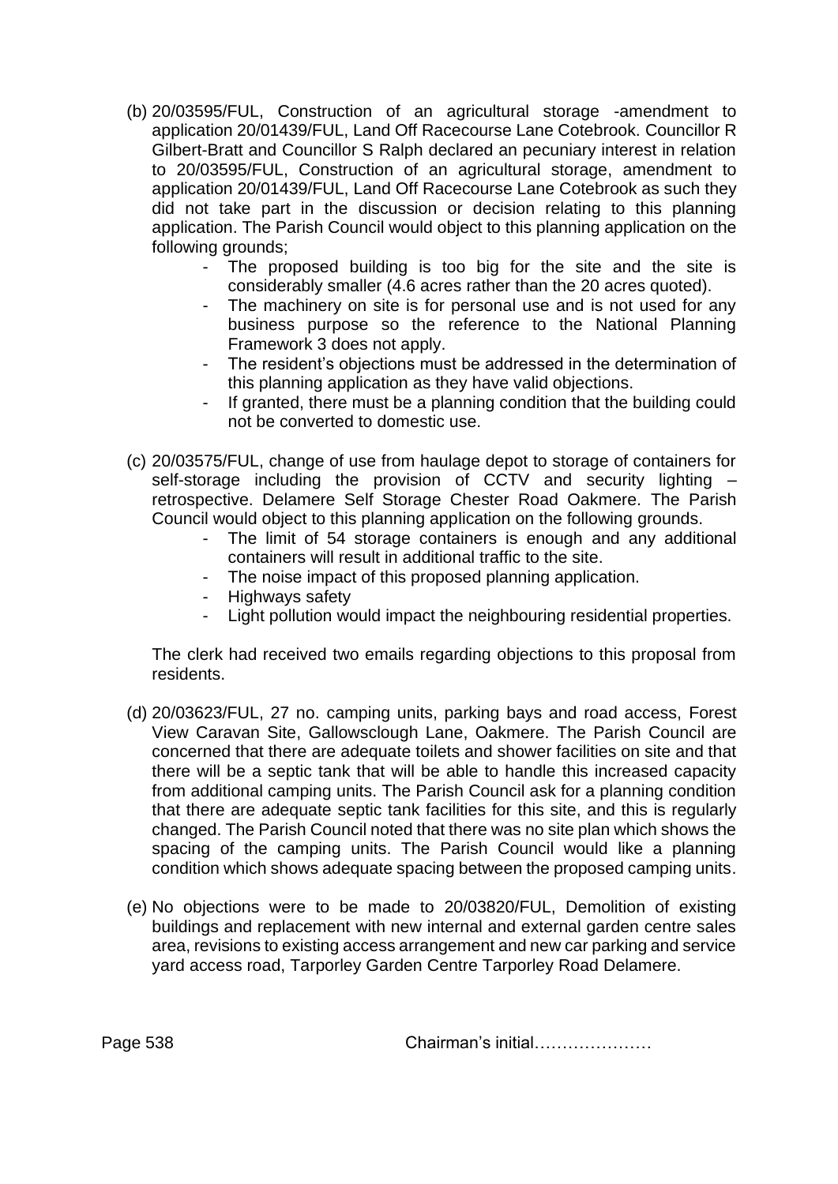(b) 20/03595/FUL, Construction of an agricultural storage -amendment to application 20/01439/FUL, Land Off Racecourse Lane Cotebrook. Councillor R Gilbert-Bratt and Councillor S Ralph declared an pecuniary interest in relation to 20/03595/FUL, Construction of an agricultural storage, amendment to application 20/01439/FUL, Land Off Racecourse Lane Cotebrook as such they did not take part in the discussion or decision relating to this planning application. The Parish Council would object to this planning application on the following grounds;

- The proposed building is too big for the site and the site is considerably smaller (4.6 acres rather than the 20 acres quoted).
- The machinery on site is for personal use and is not used for any business purpose so the reference to the National Planning Framework 3 does not apply.
- The resident's objections must be addressed in the determination of this planning application as they have valid objections.
- If granted, there must be a planning condition that the building could not be converted to domestic use.

(c) 20/03575/FUL, change of use from haulage depot to storage of containers for self-storage including the provision of CCTV and security lighting – retrospective. Delamere Self Storage Chester Road Oakmere. The Parish Council would object to this planning application on the following grounds.

- The limit of 54 storage containers is enough and any additional containers will result in additional traffic to the site.
- The noise impact of this proposed planning application.
- Highways safety
- Light pollution would impact the neighbouring residential properties.

The clerk had received two emails regarding objections to this proposal from residents.

(d) 20/03623/FUL, 27 no. camping units, parking bays and road access, Forest View Caravan Site, Gallowsclough Lane, Oakmere. The Parish Council are concerned that there are adequate toilets and shower facilities on site and that there will be a septic tank that will be able to handle this increased capacity from additional camping units. The Parish Council ask for a planning condition that there are adequate septic tank facilities for this site, and this is regularly changed. The Parish Council noted that there was no site plan which shows the spacing of the camping units. The Parish Council would like a planning condition which shows adequate spacing between the proposed camping units.

(e) No objections were to be made to 20/03820/FUL, Demolition of existing buildings and replacement with new internal and external garden centre sales area, revisions to existing access arrangement and new car parking and service yard access road, Tarporley Garden Centre Tarporley Road Delamere.

Chairman's initial…………………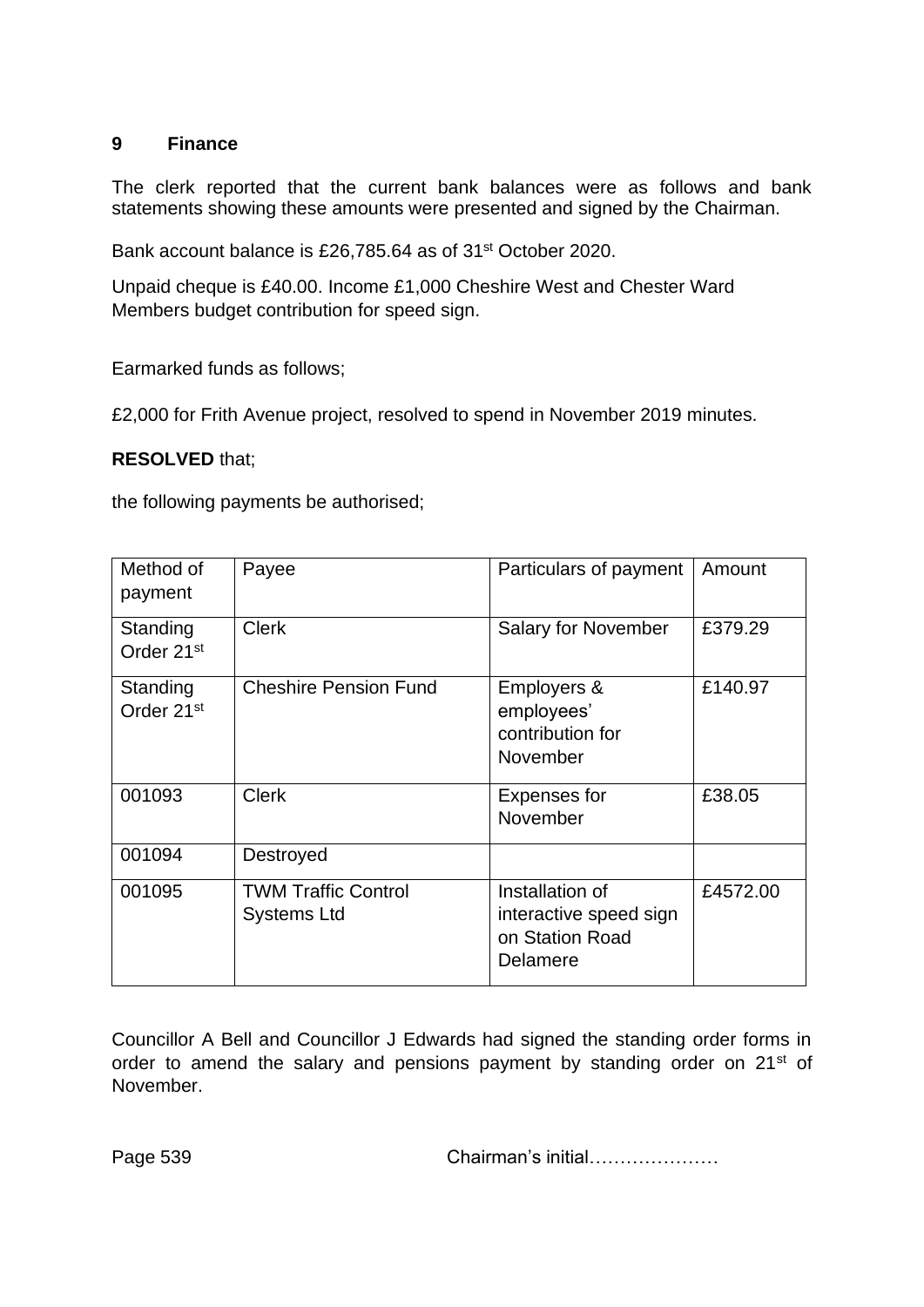## 9 Finance

The clerk reported that the current bank balances were as follows and bank statements showing these amounts were presented and signed by the Chairman.

Bank account balance is £26,785.64 as of 31st October 2020.

Unpaid cheque is £40.00. Income £1,000 Cheshire West and Chester Ward Members budget contribution for speed sign.

Earmarked funds as follows;

£2,000 for Frith Avenue project, resolved to spend in November 2019 minutes.

**RESOLVED** that;

the following payments be authorised;

| Method of payment | Payee | Particulars of payment | Amount |
|---|---|---|---|
| Standing Order 21st | Clerk | Salary for November | £379.29 |
| Standing Order 21st | Cheshire Pension Fund | Employers & employees' contribution for November | £140.97 |
| 001093 | Clerk | Expenses for November | £38.05 |
| 001094 | Destroyed | | |
| 001095 | TWM Traffic Control Systems Ltd | Installation of interactive speed sign on Station Road Delamere | £4572.00 |

Councillor A Bell and Councillor J Edwards had signed the standing order forms in order to amend the salary and pensions payment by standing order on 21st of November.

Chairman's initial…………………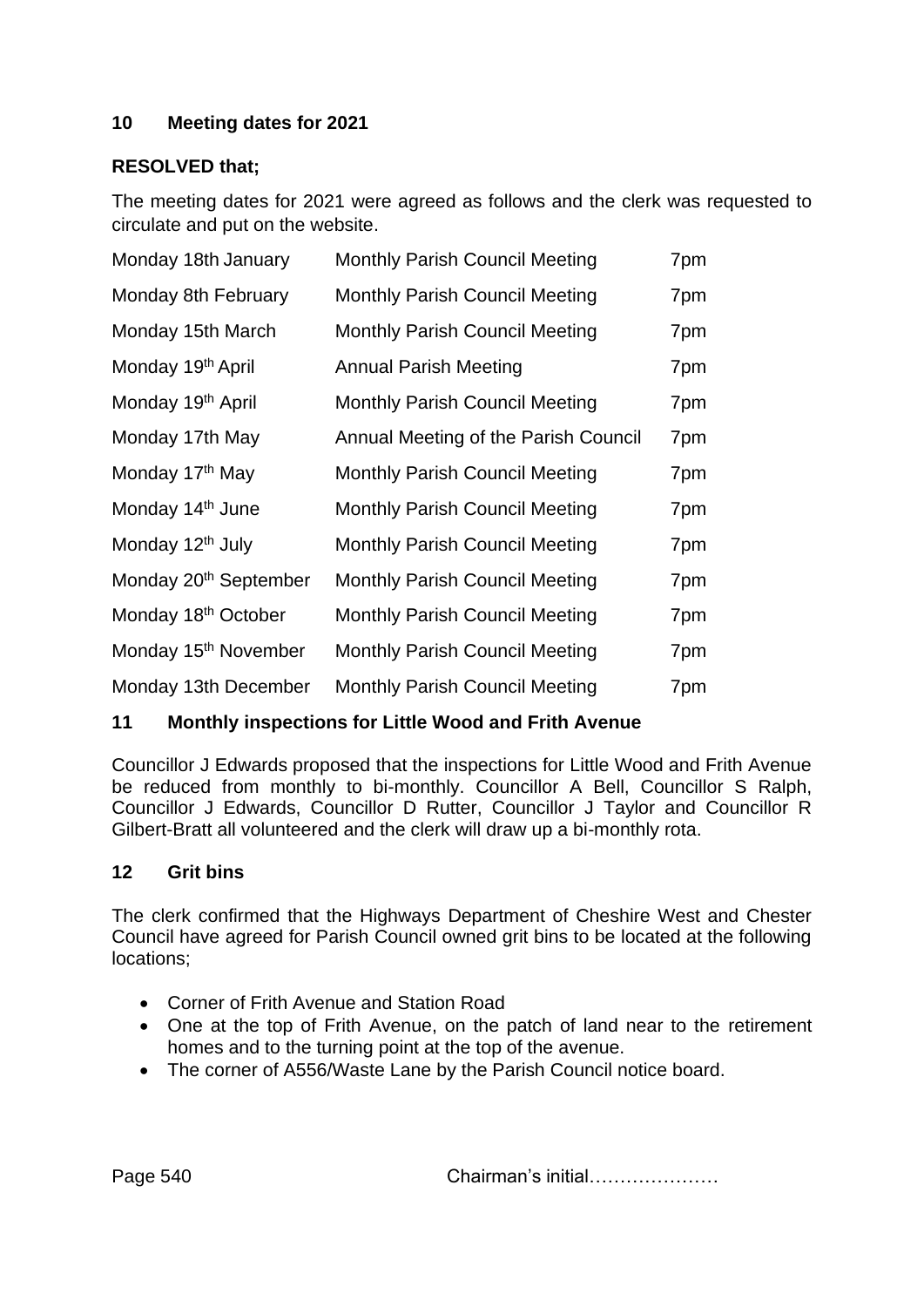## 10 Meeting dates for 2021

**RESOLVED that;**

The meeting dates for 2021 were agreed as follows and the clerk was requested to circulate and put on the website.

| | | |
|---|---|---|
| Monday 18th January | Monthly Parish Council Meeting | 7pm |
| Monday 8th February | Monthly Parish Council Meeting | 7pm |
| Monday 15th March | Monthly Parish Council Meeting | 7pm |
| Monday 19th April | Annual Parish Meeting | 7pm |
| Monday 19th April | Monthly Parish Council Meeting | 7pm |
| Monday 17th May | Annual Meeting of the Parish Council | 7pm |
| Monday 17th May | Monthly Parish Council Meeting | 7pm |
| Monday 14th June | Monthly Parish Council Meeting | 7pm |
| Monday 12th July | Monthly Parish Council Meeting | 7pm |
| Monday 20th September | Monthly Parish Council Meeting | 7pm |
| Monday 18th October | Monthly Parish Council Meeting | 7pm |
| Monday 15th November | Monthly Parish Council Meeting | 7pm |
| Monday 13th December | Monthly Parish Council Meeting | 7pm |

## 11 Monthly inspections for Little Wood and Frith Avenue

Councillor J Edwards proposed that the inspections for Little Wood and Frith Avenue be reduced from monthly to bi-monthly. Councillor A Bell, Councillor S Ralph, Councillor J Edwards, Councillor D Rutter, Councillor J Taylor and Councillor R Gilbert-Bratt all volunteered and the clerk will draw up a bi-monthly rota.

## 12 Grit bins

The clerk confirmed that the Highways Department of Cheshire West and Chester Council have agreed for Parish Council owned grit bins to be located at the following locations;

- Corner of Frith Avenue and Station Road
- One at the top of Frith Avenue, on the patch of land near to the retirement homes and to the turning point at the top of the avenue.
- The corner of A556/Waste Lane by the Parish Council notice board.

Page 540 Chairman's initial…………………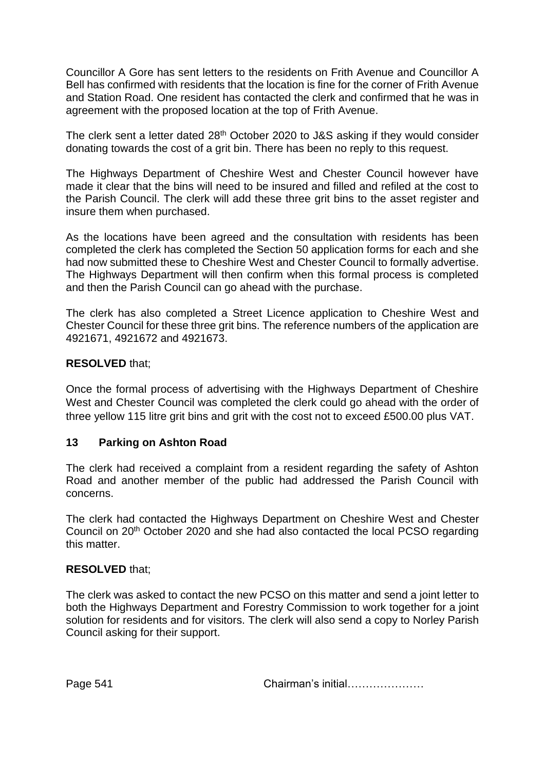Councillor A Gore has sent letters to the residents on Frith Avenue and Councillor A Bell has confirmed with residents that the location is fine for the corner of Frith Avenue and Station Road. One resident has contacted the clerk and confirmed that he was in agreement with the proposed location at the top of Frith Avenue.

The clerk sent a letter dated 28th October 2020 to J&S asking if they would consider donating towards the cost of a grit bin. There has been no reply to this request.

The Highways Department of Cheshire West and Chester Council however have made it clear that the bins will need to be insured and filled and refiled at the cost to the Parish Council. The clerk will add these three grit bins to the asset register and insure them when purchased.

As the locations have been agreed and the consultation with residents has been completed the clerk has completed the Section 50 application forms for each and she had now submitted these to Cheshire West and Chester Council to formally advertise. The Highways Department will then confirm when this formal process is completed and then the Parish Council can go ahead with the purchase.

The clerk has also completed a Street Licence application to Cheshire West and Chester Council for these three grit bins. The reference numbers of the application are 4921671, 4921672 and 4921673.

**RESOLVED** that;

Once the formal process of advertising with the Highways Department of Cheshire West and Chester Council was completed the clerk could go ahead with the order of three yellow 115 litre grit bins and grit with the cost not to exceed £500.00 plus VAT.

## 13 Parking on Ashton Road

The clerk had received a complaint from a resident regarding the safety of Ashton Road and another member of the public had addressed the Parish Council with concerns.

The clerk had contacted the Highways Department on Cheshire West and Chester Council on 20th October 2020 and she had also contacted the local PCSO regarding this matter.

**RESOLVED** that;

The clerk was asked to contact the new PCSO on this matter and send a joint letter to both the Highways Department and Forestry Commission to work together for a joint solution for residents and for visitors. The clerk will also send a copy to Norley Parish Council asking for their support.

Page 541 Chairman's initial…………………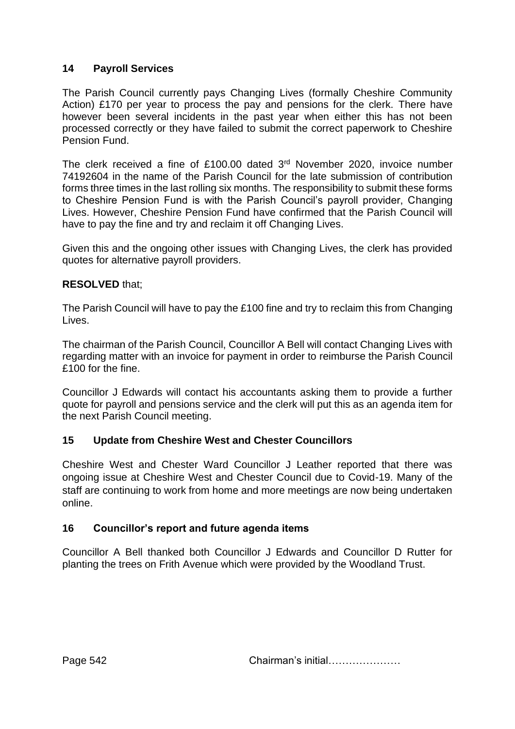## 14 Payroll Services

The Parish Council currently pays Changing Lives (formally Cheshire Community Action) £170 per year to process the pay and pensions for the clerk. There have however been several incidents in the past year when either this has not been processed correctly or they have failed to submit the correct paperwork to Cheshire Pension Fund.

The clerk received a fine of £100.00 dated 3rd November 2020, invoice number 74192604 in the name of the Parish Council for the late submission of contribution forms three times in the last rolling six months. The responsibility to submit these forms to Cheshire Pension Fund is with the Parish Council's payroll provider, Changing Lives. However, Cheshire Pension Fund have confirmed that the Parish Council will have to pay the fine and try and reclaim it off Changing Lives.

Given this and the ongoing other issues with Changing Lives, the clerk has provided quotes for alternative payroll providers.

**RESOLVED** that;

The Parish Council will have to pay the £100 fine and try to reclaim this from Changing Lives.

The chairman of the Parish Council, Councillor A Bell will contact Changing Lives with regarding matter with an invoice for payment in order to reimburse the Parish Council £100 for the fine.

Councillor J Edwards will contact his accountants asking them to provide a further quote for payroll and pensions service and the clerk will put this as an agenda item for the next Parish Council meeting.

## 15 Update from Cheshire West and Chester Councillors

Cheshire West and Chester Ward Councillor J Leather reported that there was ongoing issue at Cheshire West and Chester Council due to Covid-19. Many of the staff are continuing to work from home and more meetings are now being undertaken online.

## 16 Councillor's report and future agenda items

Councillor A Bell thanked both Councillor J Edwards and Councillor D Rutter for planting the trees on Frith Avenue which were provided by the Woodland Trust.

Chairman's initial…………………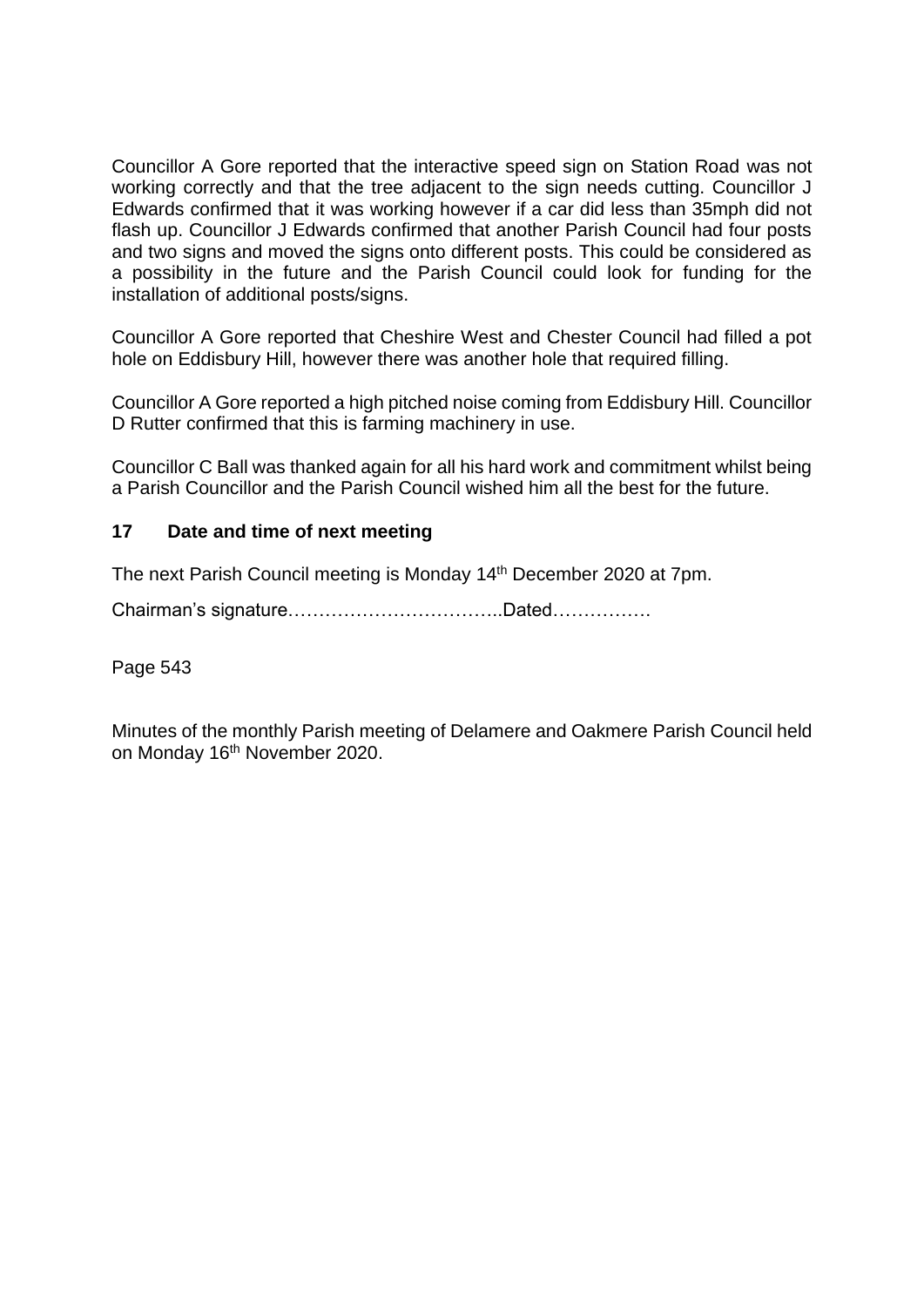Councillor A Gore reported that the interactive speed sign on Station Road was not working correctly and that the tree adjacent to the sign needs cutting. Councillor J Edwards confirmed that it was working however if a car did less than 35mph did not flash up. Councillor J Edwards confirmed that another Parish Council had four posts and two signs and moved the signs onto different posts. This could be considered as a possibility in the future and the Parish Council could look for funding for the installation of additional posts/signs.

Councillor A Gore reported that Cheshire West and Chester Council had filled a pot hole on Eddisbury Hill, however there was another hole that required filling.

Councillor A Gore reported a high pitched noise coming from Eddisbury Hill. Councillor D Rutter confirmed that this is farming machinery in use.

Councillor C Ball was thanked again for all his hard work and commitment whilst being a Parish Councillor and the Parish Council wished him all the best for the future.

**17 Date and time of next meeting**

The next Parish Council meeting is Monday 14th December 2020 at 7pm.

Chairman's signature……………………………..Dated…………….

Page 543

Minutes of the monthly Parish meeting of Delamere and Oakmere Parish Council held on Monday 16th November 2020.